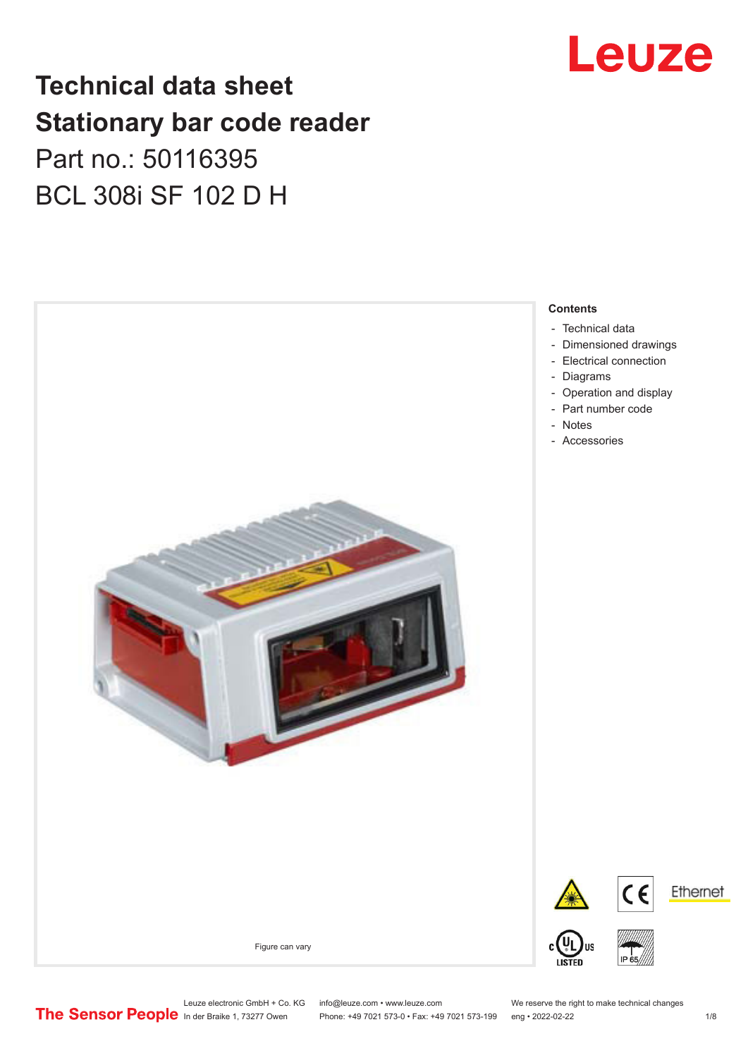# Technical data sheet
# Stationary bar code reader

Part no.: 50116395

BCL 308i SF 102 D H

Figure can vary

**Contents**

- Technical data
- Dimensioned drawings
- Electrical connection
- Diagrams
- Operation and display
- Part number code
- Notes
- Accessories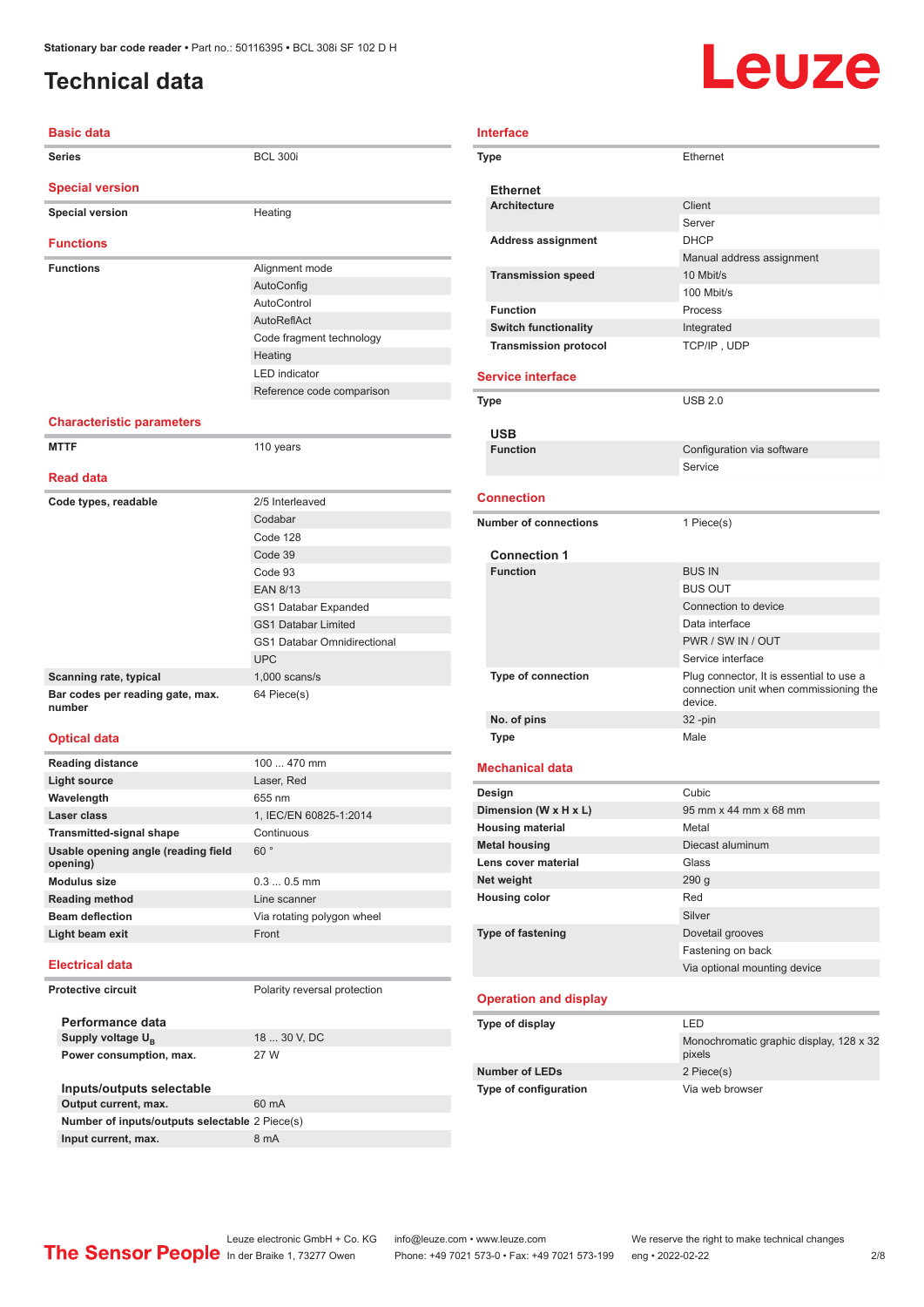# Technical data

## Basic data

| | |
|---|---|
| **Series** | BCL 300i |

## Special version

| | |
|---|---|
| **Special version** | Heating |

## Functions

| | |
|---|---|
| **Functions** | Alignment mode |
| | AutoConfig |
| | AutoControl |
| | AutoReflAct |
| | Code fragment technology |
| | Heating |
| | LED indicator |
| | Reference code comparison |

## Characteristic parameters

| | |
|---|---|
| **MTTF** | 110 years |

## Read data

| | |
|---|---|
| **Code types, readable** | 2/5 Interleaved |
| | Codabar |
| | Code 128 |
| | Code 39 |
| | Code 93 |
| | EAN 8/13 |
| | GS1 Databar Expanded |
| | GS1 Databar Limited |
| | GS1 Databar Omnidirectional |
| | UPC |
| **Scanning rate, typical** | 1,000 scans/s |
| **Bar codes per reading gate, max. number** | 64 Piece(s) |

## Optical data

| | |
|---|---|
| **Reading distance** | 100 ... 470 mm |
| **Light source** | Laser, Red |
| **Wavelength** | 655 nm |
| **Laser class** | 1, IEC/EN 60825-1:2014 |
| **Transmitted-signal shape** | Continuous |
| **Usable opening angle (reading field opening)** | 60 ° |
| **Modulus size** | 0.3 ... 0.5 mm |
| **Reading method** | Line scanner |
| **Beam deflection** | Via rotating polygon wheel |
| **Light beam exit** | Front |

## Electrical data

| | |
|---|---|
| **Protective circuit** | Polarity reversal protection |

### Performance data

| | |
|---|---|
| **Supply voltage $U_B$** | 18 ... 30 V, DC |
| **Power consumption, max.** | 27 W |

### Inputs/outputs selectable

| | |
|---|---|
| **Output current, max.** | 60 mA |
| **Number of inputs/outputs selectable** | 2 Piece(s) |
| **Input current, max.** | 8 mA |

## Interface

| | |
|---|---|
| **Type** | Ethernet |

### Ethernet

| | |
|---|---|
| **Architecture** | Client |
| | Server |
| **Address assignment** | DHCP |
| | Manual address assignment |
| **Transmission speed** | 10 Mbit/s |
| | 100 Mbit/s |
| **Function** | Process |
| **Switch functionality** | Integrated |
| **Transmission protocol** | TCP/IP , UDP |

## Service interface

| | |
|---|---|
| **Type** | USB 2.0 |

### USB

| | |
|---|---|
| **Function** | Configuration via software |
| | Service |

## Connection

| | |
|---|---|
| **Number of connections** | 1 Piece(s) |

### Connection 1

| | |
|---|---|
| **Function** | BUS IN |
| | BUS OUT |
| | Connection to device |
| | Data interface |
| | PWR / SW IN / OUT |
| | Service interface |
| **Type of connection** | Plug connector, It is essential to use a connection unit when commissioning the device. |
| **No. of pins** | 32 -pin |
| **Type** | Male |

## Mechanical data

| | |
|---|---|
| **Design** | Cubic |
| **Dimension (W x H x L)** | 95 mm x 44 mm x 68 mm |
| **Housing material** | Metal |
| **Metal housing** | Diecast aluminum |
| **Lens cover material** | Glass |
| **Net weight** | 290 g |
| **Housing color** | Red |
| | Silver |
| **Type of fastening** | Dovetail grooves |
| | Fastening on back |
| | Via optional mounting device |

## Operation and display

| | |
|---|---|
| **Type of display** | LED |
| | Monochromatic graphic display, 128 x 32 pixels |
| **Number of LEDs** | 2 Piece(s) |
| **Type of configuration** | Via web browser |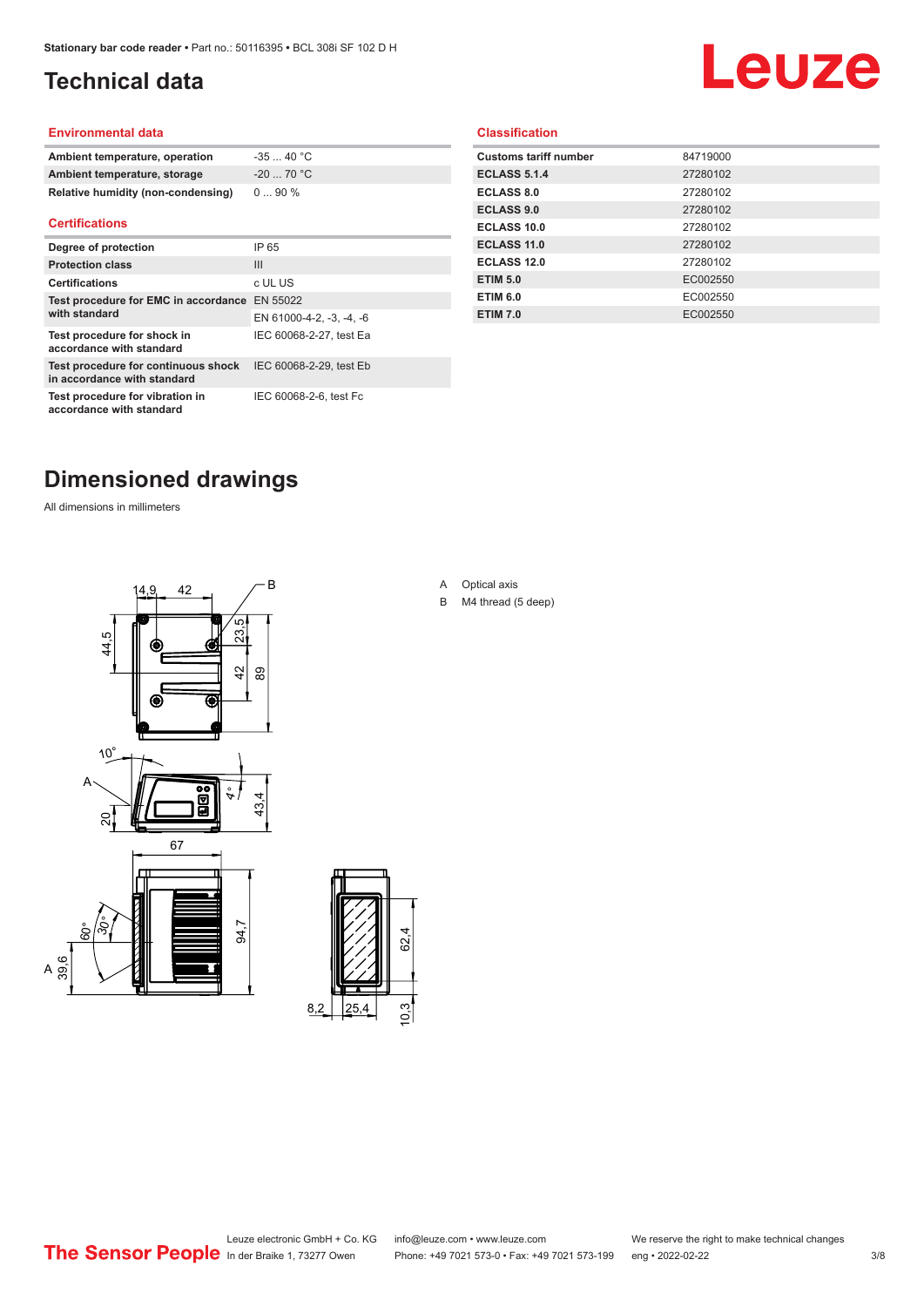# Technical data

## Environmental data

| | |
|---|---|
| Ambient temperature, operation | -35 ... 40 °C |
| Ambient temperature, storage | -20 ... 70 °C |
| Relative humidity (non-condensing) | 0 ... 90 % |

## Certifications

| | |
|---|---|
| Degree of protection | IP 65 |
| Protection class | III |
| Certifications | c UL US |
| Test procedure for EMC in accordance with standard | EN 55022 |
| | EN 61000-4-2, -3, -4, -6 |
| Test procedure for shock in accordance with standard | IEC 60068-2-27, test Ea |
| Test procedure for continuous shock in accordance with standard | IEC 60068-2-29, test Eb |
| Test procedure for vibration in accordance with standard | IEC 60068-2-6, test Fc |

## Classification

| | |
|---|---|
| Customs tariff number | 84719000 |
| ECLASS 5.1.4 | 27280102 |
| ECLASS 8.0 | 27280102 |
| ECLASS 9.0 | 27280102 |
| ECLASS 10.0 | 27280102 |
| ECLASS 11.0 | 27280102 |
| ECLASS 12.0 | 27280102 |
| ETIM 5.0 | EC002550 |
| ETIM 6.0 | EC002550 |
| ETIM 7.0 | EC002550 |

# Dimensioned drawings

All dimensions in millimeters

A Optical axis

B M4 thread (5 deep)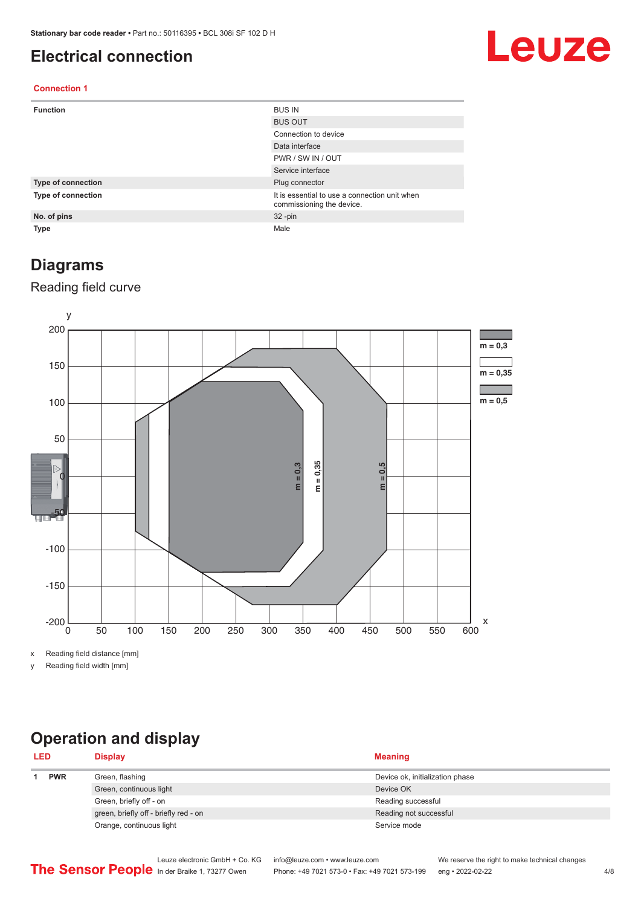# Electrical connection

**Connection 1**

| | |
|---|---|
| **Function** | BUS IN |
| | BUS OUT |
| | Connection to device |
| | Data interface |
| | PWR / SW IN / OUT |
| | Service interface |
| **Type of connection** | Plug connector |
| **Type of connection** | It is essential to use a connection unit when commissioning the device. |
| **No. of pins** | 32 -pin |
| **Type** | Male |

# Diagrams

## Reading field curve

x Reading field distance [mm]

y Reading field width [mm]

# Operation and display

| LED | | Display | Meaning |
|---|---|---|---|
| 1 | PWR | Green, flashing | Device ok, initialization phase |
| | | Green, continuous light | Device OK |
| | | Green, briefly off - on | Reading successful |
| | | green, briefly off - briefly red - on | Reading not successful |
| | | Orange, continuous light | Service mode |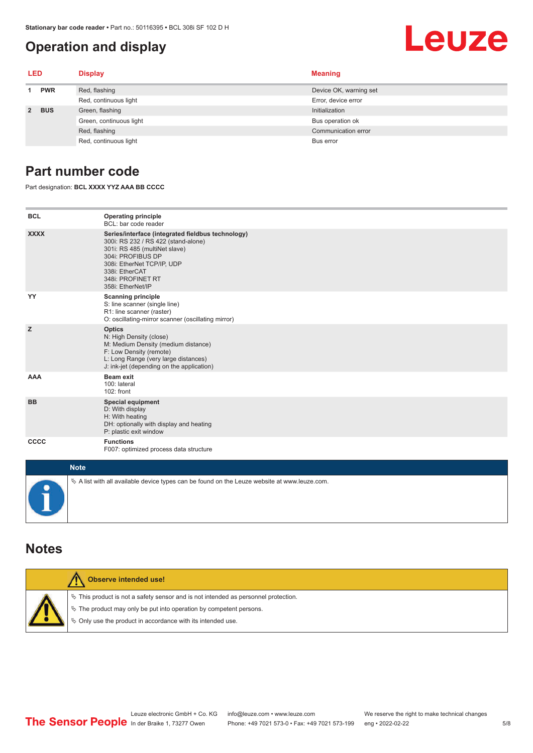## Operation and display

| LED | | Display | Meaning |
|---|---|---|---|
| 1 | PWR | Red, flashing | Device OK, warning set |
| | | Red, continuous light | Error, device error |
| 2 | BUS | Green, flashing | Initialization |
| | | Green, continuous light | Bus operation ok |
| | | Red, flashing | Communication error |
| | | Red, continuous light | Bus error |

## Part number code

Part designation: **BCL XXXX YYZ AAA BB CCCC**

| | |
|---|---|
| **BCL** | **Operating principle**<br>BCL: bar code reader |
| **XXXX** | **Series/interface (integrated fieldbus technology)**<br>300i: RS 232 / RS 422 (stand-alone)<br>301i: RS 485 (multiNet slave)<br>304i: PROFIBUS DP<br>308i: EtherNet TCP/IP, UDP<br>338i: EtherCAT<br>348i: PROFINET RT<br>358i: EtherNet/IP |
| **YY** | **Scanning principle**<br>S: line scanner (single line)<br>R1: line scanner (raster)<br>O: oscillating-mirror scanner (oscillating mirror) |
| **Z** | **Optics**<br>N: High Density (close)<br>M: Medium Density (medium distance)<br>F: Low Density (remote)<br>L: Long Range (very large distances)<br>J: ink-jet (depending on the application) |
| **AAA** | **Beam exit**<br>100: lateral<br>102: front |
| **BB** | **Special equipment**<br>D: With display<br>H: With heating<br>DH: optionally with display and heating<br>P: plastic exit window |
| **CCCC** | **Functions**<br>F007: optimized process data structure |

**Note**

↳ A list with all available device types can be found on the Leuze website at www.leuze.com.

## Notes

**Observe intended use!**

↳ This product is not a safety sensor and is not intended as personnel protection.

↳ The product may only be put into operation by competent persons.

↳ Only use the product in accordance with its intended use.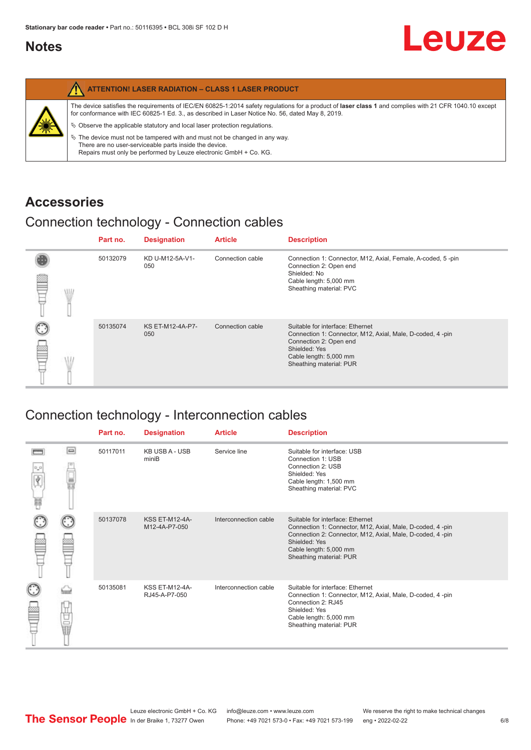## Notes

**ATTENTION! LASER RADIATION – CLASS 1 LASER PRODUCT**

The device satisfies the requirements of IEC/EN 60825-1:2014 safety regulations for a product of **laser class 1** and complies with 21 CFR 1040.10 except for conformance with IEC 60825-1 Ed. 3., as described in Laser Notice No. 56, dated May 8, 2019.

↳ Observe the applicable statutory and local laser protection regulations.

↳ The device must not be tampered with and must not be changed in any way.
There are no user-serviceable parts inside the device.
Repairs must only be performed by Leuze electronic GmbH + Co. KG.

## Accessories

### Connection technology - Connection cables

| Part no. | Designation | Article | Description |
|---|---|---|---|
| 50132079 | KD U-M12-5A-V1-050 | Connection cable | Connection 1: Connector, M12, Axial, Female, A-coded, 5 -pin<br>Connection 2: Open end<br>Shielded: No<br>Cable length: 5,000 mm<br>Sheathing material: PVC |
| 50135074 | KS ET-M12-4A-P7-050 | Connection cable | Suitable for interface: Ethernet<br>Connection 1: Connector, M12, Axial, Male, D-coded, 4 -pin<br>Connection 2: Open end<br>Shielded: Yes<br>Cable length: 5,000 mm<br>Sheathing material: PUR |

### Connection technology - Interconnection cables

| Part no. | Designation | Article | Description |
|---|---|---|---|
| 50117011 | KB USB A - USB miniB | Service line | Suitable for interface: USB<br>Connection 1: USB<br>Connection 2: USB<br>Shielded: Yes<br>Cable length: 1,500 mm<br>Sheathing material: PVC |
| 50137078 | KSS ET-M12-4A-M12-4A-P7-050 | Interconnection cable | Suitable for interface: Ethernet<br>Connection 1: Connector, M12, Axial, Male, D-coded, 4 -pin<br>Connection 2: Connector, M12, Axial, Male, D-coded, 4 -pin<br>Shielded: Yes<br>Cable length: 5,000 mm<br>Sheathing material: PUR |
| 50135081 | KSS ET-M12-4A-RJ45-A-P7-050 | Interconnection cable | Suitable for interface: Ethernet<br>Connection 1: Connector, M12, Axial, Male, D-coded, 4 -pin<br>Connection 2: RJ45<br>Shielded: Yes<br>Cable length: 5,000 mm<br>Sheathing material: PUR |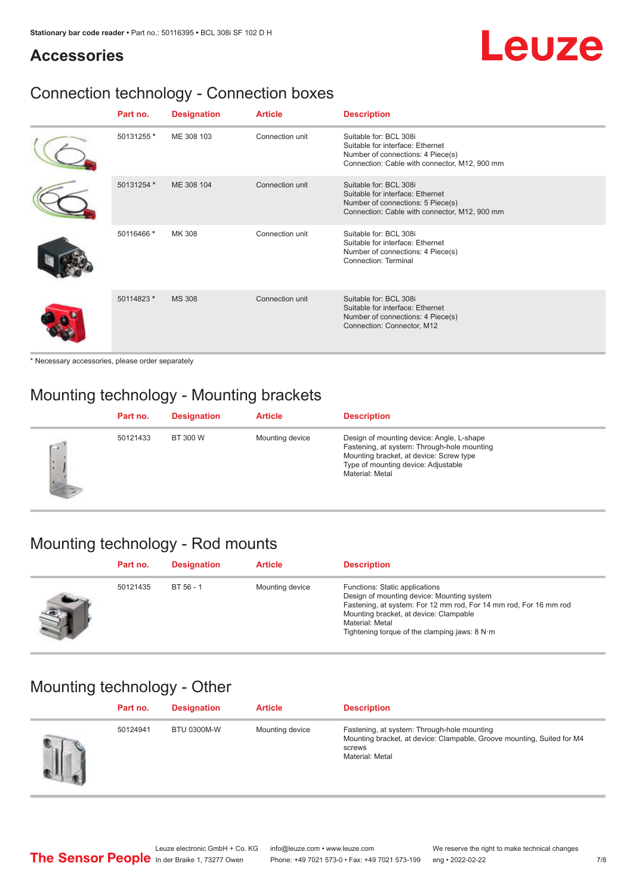## Accessories

### Connection technology - Connection boxes

| Part no. | Designation | Article | Description |
|---|---|---|---|
| 50131255 * | ME 308 103 | Connection unit | Suitable for: BCL 308i<br>Suitable for interface: Ethernet<br>Number of connections: 4 Piece(s)<br>Connection: Cable with connector, M12, 900 mm |
| 50131254 * | ME 308 104 | Connection unit | Suitable for: BCL 308i<br>Suitable for interface: Ethernet<br>Number of connections: 5 Piece(s)<br>Connection: Cable with connector, M12, 900 mm |
| 50116466 * | MK 308 | Connection unit | Suitable for: BCL 308i<br>Suitable for interface: Ethernet<br>Number of connections: 4 Piece(s)<br>Connection: Terminal |
| 50114823 * | MS 308 | Connection unit | Suitable for: BCL 308i<br>Suitable for interface: Ethernet<br>Number of connections: 4 Piece(s)<br>Connection: Connector, M12 |

* Necessary accessories, please order separately

### Mounting technology - Mounting brackets

| Part no. | Designation | Article | Description |
|---|---|---|---|
| 50121433 | BT 300 W | Mounting device | Design of mounting device: Angle, L-shape<br>Fastening, at system: Through-hole mounting<br>Mounting bracket, at device: Screw type<br>Type of mounting device: Adjustable<br>Material: Metal |

### Mounting technology - Rod mounts

| Part no. | Designation | Article | Description |
|---|---|---|---|
| 50121435 | BT 56 - 1 | Mounting device | Functions: Static applications<br>Design of mounting device: Mounting system<br>Fastening, at system: For 12 mm rod, For 14 mm rod, For 16 mm rod<br>Mounting bracket, at device: Clampable<br>Material: Metal<br>Tightening torque of the clamping jaws: 8 N·m |

### Mounting technology - Other

| Part no. | Designation | Article | Description |
|---|---|---|---|
| 50124941 | BTU 0300M-W | Mounting device | Fastening, at system: Through-hole mounting<br>Mounting bracket, at device: Clampable, Groove mounting, Suited for M4 screws<br>Material: Metal |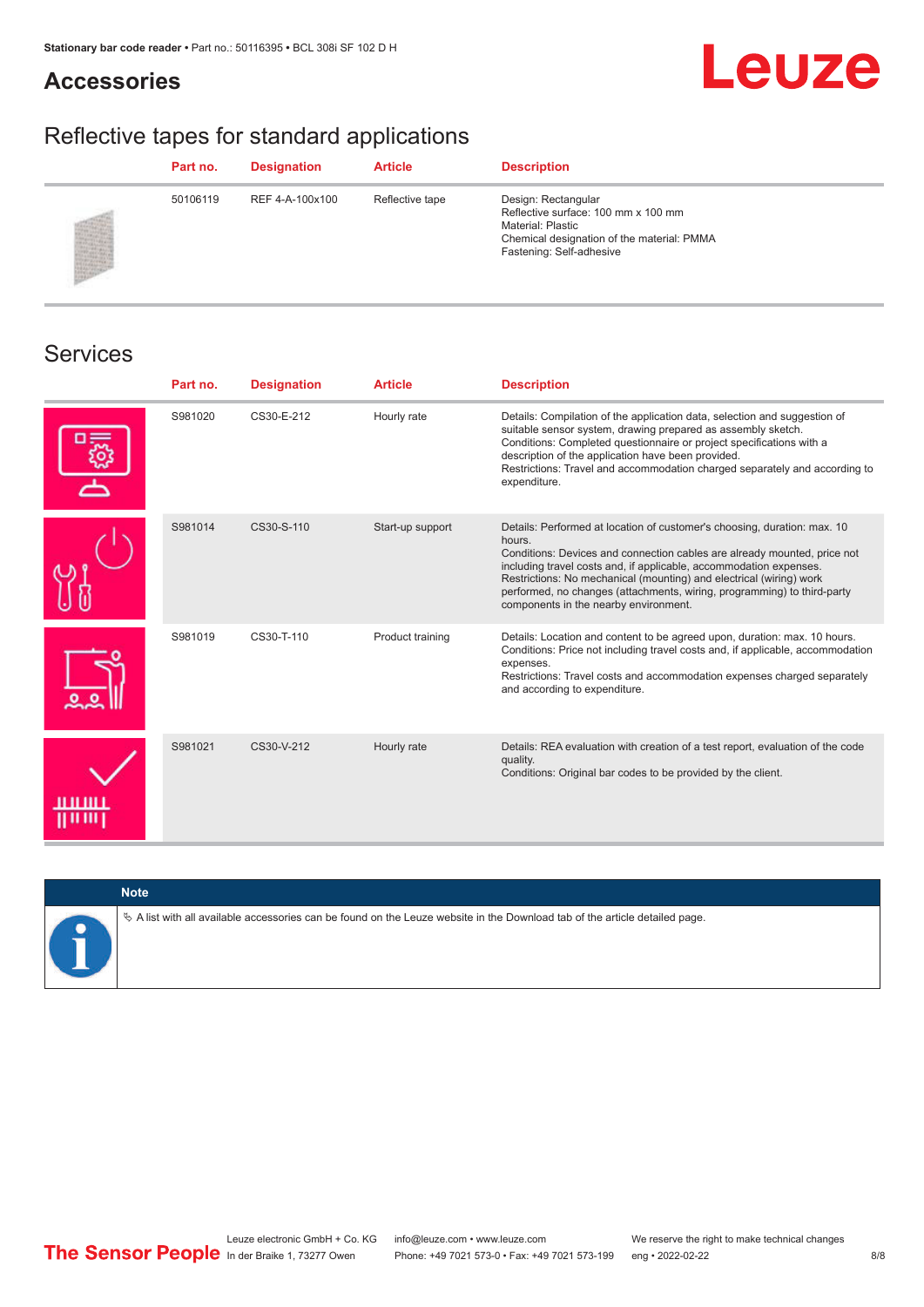## Accessories

### Reflective tapes for standard applications

| | Part no. | Designation | Article | Description |
|---|---|---|---|---|
| | 50106119 | REF 4-A-100x100 | Reflective tape | Design: Rectangular<br>Reflective surface: 100 mm x 100 mm<br>Material: Plastic<br>Chemical designation of the material: PMMA<br>Fastening: Self-adhesive |

### Services

| | Part no. | Designation | Article | Description |
|---|---|---|---|---|
| | S981020 | CS30-E-212 | Hourly rate | Details: Compilation of the application data, selection and suggestion of suitable sensor system, drawing prepared as assembly sketch.<br>Conditions: Completed questionnaire or project specifications with a description of the application have been provided.<br>Restrictions: Travel and accommodation charged separately and according to expenditure. |
| | S981014 | CS30-S-110 | Start-up support | Details: Performed at location of customer's choosing, duration: max. 10 hours.<br>Conditions: Devices and connection cables are already mounted, price not including travel costs and, if applicable, accommodation expenses.<br>Restrictions: No mechanical (mounting) and electrical (wiring) work performed, no changes (attachments, wiring, programming) to third-party components in the nearby environment. |
| | S981019 | CS30-T-110 | Product training | Details: Location and content to be agreed upon, duration: max. 10 hours.<br>Conditions: Price not including travel costs and, if applicable, accommodation expenses.<br>Restrictions: Travel costs and accommodation expenses charged separately and according to expenditure. |
| | S981021 | CS30-V-212 | Hourly rate | Details: REA evaluation with creation of a test report, evaluation of the code quality.<br>Conditions: Original bar codes to be provided by the client. |

**Note**

A list with all available accessories can be found on the Leuze website in the Download tab of the article detailed page.